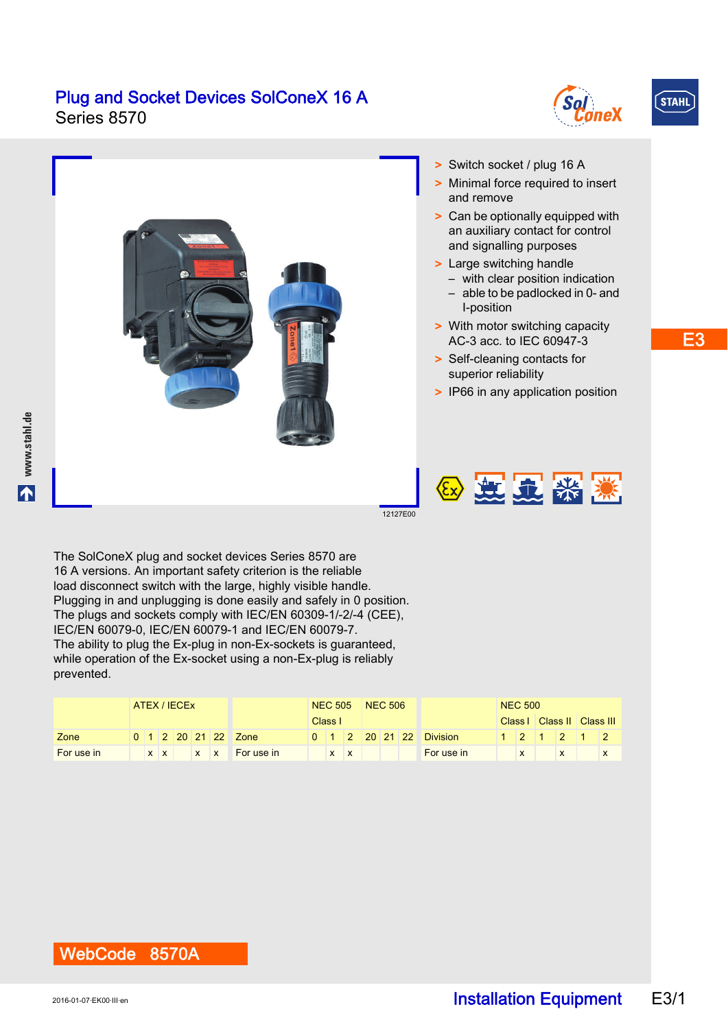# Plug and Socket Devices SolConeX 16 A

Series 8570

- Switch socket / plug 16 A
- Minimal force required to insert and remove
- Can be optionally equipped with an auxiliary contact for control and signalling purposes
- Large switching handle
  - with clear position indication
  - able to be padlocked in 0- and I-position
- With motor switching capacity AC-3 acc. to IEC 60947-3
- Self-cleaning contacts for superior reliability
- IP66 in any application position

12127E00

The SolConeX plug and socket devices Series 8570 are 16 A versions. An important safety criterion is the reliable load disconnect switch with the large, highly visible handle. Plugging in and unplugging is done easily and safely in 0 position. The plugs and sockets comply with IEC/EN 60309-1/-2/-4 (CEE), IEC/EN 60079-0, IEC/EN 60079-1 and IEC/EN 60079-7. The ability to plug the Ex-plug in non-Ex-sockets is guaranteed, while operation of the Ex-socket using a non-Ex-plug is reliably prevented.

| | ATEX / IECEx | | | | | |
|---|---|---|---|---|---|---|
| Zone | 0 | 1 | 2 | 20 | 21 | 22 |
| For use in | | x | x | | x | x |

| | NEC 505 | | | NEC 506 | | |
|---|---|---|---|---|---|---|
| | Class I | | | | | |
| Zone | 0 | 1 | 2 | 20 | 21 | 22 |
| For use in | | x | x | | | |

| | NEC 500 | | | | | |
|---|---|---|---|---|---|---|
| | Class I | | Class II | | Class III | |
| Division | 1 | 2 | 1 | 2 | 1 | 2 |
| For use in | | x | | x | | x |

**WebCode 8570A**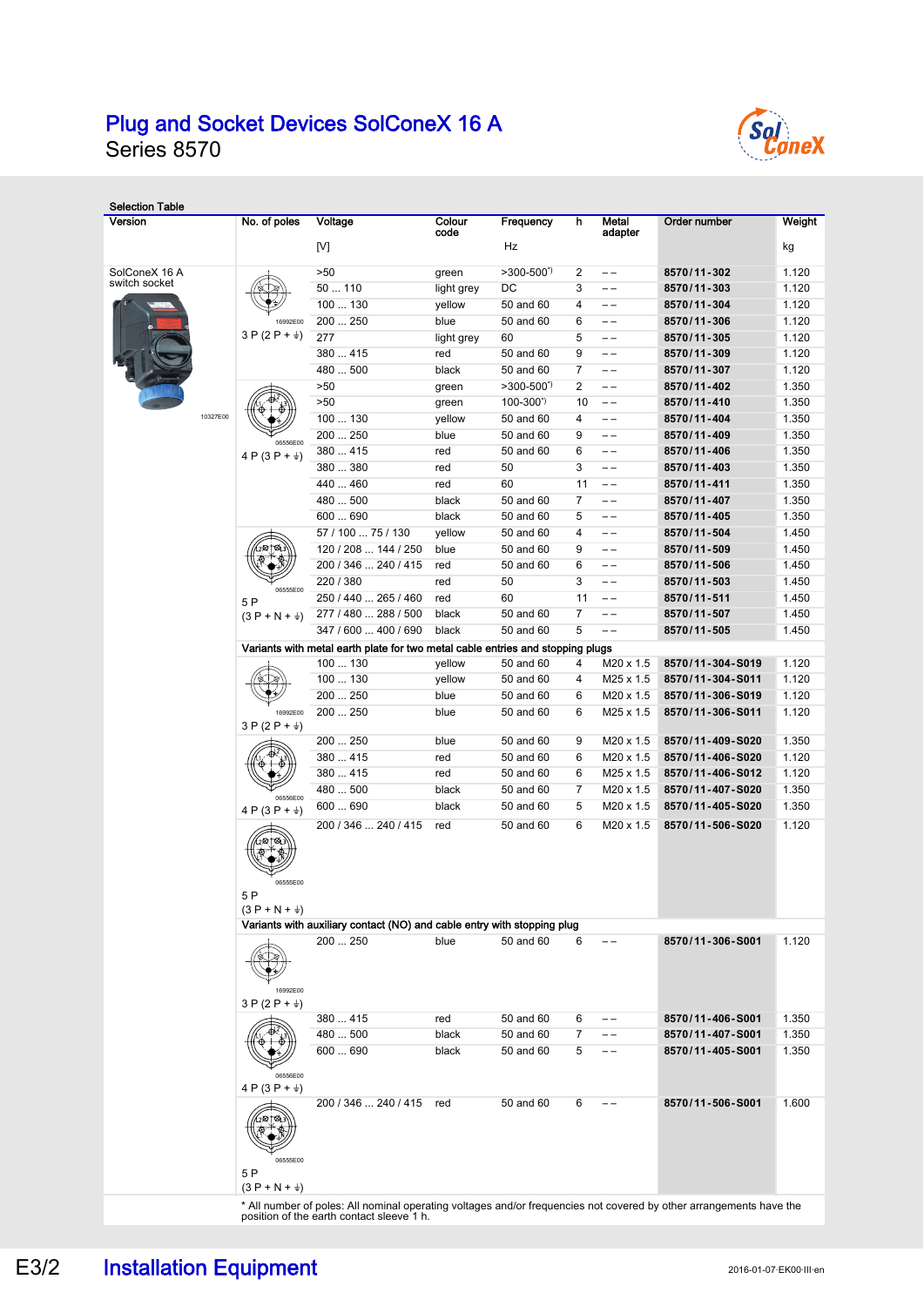# Plug and Socket Devices SolConeX 16 A

Series 8570

**Selection Table**

| Version | No. of poles | Voltage [V] | Colour code | Frequency Hz | h | Metal adapter | Order number | Weight kg |
|---|---|---|---|---|---|---|---|---|
| SolConeX 16 A switch socket | 3 P (2 P + ⏚) | >50 | green | >300-500[*)] | 2 | – – | **8570/11-302** | 1.120 |
| | | 50 ... 110 | light grey | DC | 3 | – – | **8570/11-303** | 1.120 |
| | | 100 ... 130 | yellow | 50 and 60 | 4 | – – | **8570/11-304** | 1.120 |
| | | 200 ... 250 | blue | 50 and 60 | 6 | – – | **8570/11-306** | 1.120 |
| | | 277 | light grey | 60 | 5 | – – | **8570/11-305** | 1.120 |
| | | 380 ... 415 | red | 50 and 60 | 9 | – – | **8570/11-309** | 1.120 |
| | | 480 ... 500 | black | 50 and 60 | 7 | – – | **8570/11-307** | 1.120 |
| | 4 P (3 P + ⏚) | >50 | green | >300-500[*)] | 2 | – – | **8570/11-402** | 1.350 |
| | | >50 | green | 100-300[*)] | 10 | – – | **8570/11-410** | 1.350 |
| | | 100 ... 130 | yellow | 50 and 60 | 4 | – – | **8570/11-404** | 1.350 |
| | | 200 ... 250 | blue | 50 and 60 | 9 | – – | **8570/11-409** | 1.350 |
| | | 380 ... 415 | red | 50 and 60 | 6 | – – | **8570/11-406** | 1.350 |
| | | 380 ... 380 | red | 50 | 3 | – – | **8570/11-403** | 1.350 |
| | | 440 ... 460 | red | 60 | 11 | – – | **8570/11-411** | 1.350 |
| | | 480 ... 500 | black | 50 and 60 | 7 | – – | **8570/11-407** | 1.350 |
| | | 600 ... 690 | black | 50 and 60 | 5 | – – | **8570/11-405** | 1.350 |
| | 5 P (3 P + N + ⏚) | 57 / 100 ... 75 / 130 | yellow | 50 and 60 | 4 | – – | **8570/11-504** | 1.450 |
| | | 120 / 208 ... 144 / 250 | blue | 50 and 60 | 9 | – – | **8570/11-509** | 1.450 |
| | | 200 / 346 ... 240 / 415 | red | 50 and 60 | 6 | – – | **8570/11-506** | 1.450 |
| | | 220 / 380 | red | 50 | 3 | – – | **8570/11-503** | 1.450 |
| | | 250 / 440 ... 265 / 460 | red | 60 | 11 | – – | **8570/11-511** | 1.450 |
| | | 277 / 480 ... 288 / 500 | black | 50 and 60 | 7 | – – | **8570/11-507** | 1.450 |
| | | 347 / 600 ... 400 / 690 | black | 50 and 60 | 5 | – – | **8570/11-505** | 1.450 |
| | **Variants with metal earth plate for two metal cable entries and stopping plugs** | | | | | | | |
| | 3 P (2 P + ⏚) | 100 ... 130 | yellow | 50 and 60 | 4 | M20 x 1.5 | **8570/11-304-S019** | 1.120 |
| | | 100 ... 130 | yellow | 50 and 60 | 4 | M25 x 1.5 | **8570/11-304-S011** | 1.120 |
| | | 200 ... 250 | blue | 50 and 60 | 6 | M20 x 1.5 | **8570/11-306-S019** | 1.120 |
| | | 200 ... 250 | blue | 50 and 60 | 6 | M25 x 1.5 | **8570/11-306-S011** | 1.120 |
| | 4 P (3 P + ⏚) | 200 ... 250 | blue | 50 and 60 | 9 | M20 x 1.5 | **8570/11-409-S020** | 1.350 |
| | | 380 ... 415 | red | 50 and 60 | 6 | M20 x 1.5 | **8570/11-406-S020** | 1.120 |
| | | 380 ... 415 | red | 50 and 60 | 6 | M25 x 1.5 | **8570/11-406-S012** | 1.120 |
| | | 480 ... 500 | black | 50 and 60 | 7 | M20 x 1.5 | **8570/11-407-S020** | 1.350 |
| | | 600 ... 690 | black | 50 and 60 | 5 | M20 x 1.5 | **8570/11-405-S020** | 1.350 |
| | 5 P (3 P + N + ⏚) | 200 / 346 ... 240 / 415 | red | 50 and 60 | 6 | M20 x 1.5 | **8570/11-506-S020** | 1.120 |
| | **Variants with auxiliary contact (NO) and cable entry with stopping plug** | | | | | | | |
| | 3 P (2 P + ⏚) | 200 ... 250 | blue | 50 and 60 | 6 | – – | **8570/11-306-S001** | 1.120 |
| | 4 P (3 P + ⏚) | 380 ... 415 | red | 50 and 60 | 6 | – – | **8570/11-406-S001** | 1.350 |
| | | 480 ... 500 | black | 50 and 60 | 7 | – – | **8570/11-407-S001** | 1.350 |
| | | 600 ... 690 | black | 50 and 60 | 5 | – – | **8570/11-405-S001** | 1.350 |
| | 5 P (3 P + N + ⏚) | 200 / 346 ... 240 / 415 | red | 50 and 60 | 6 | – – | **8570/11-506-S001** | 1.600 |

\* All number of poles: All nominal operating voltages and/or frequencies not covered by other arrangements have the position of the earth contact sleeve 1 h.

E3/2 **Installation Equipment**

2016-01-07·EK00·III·en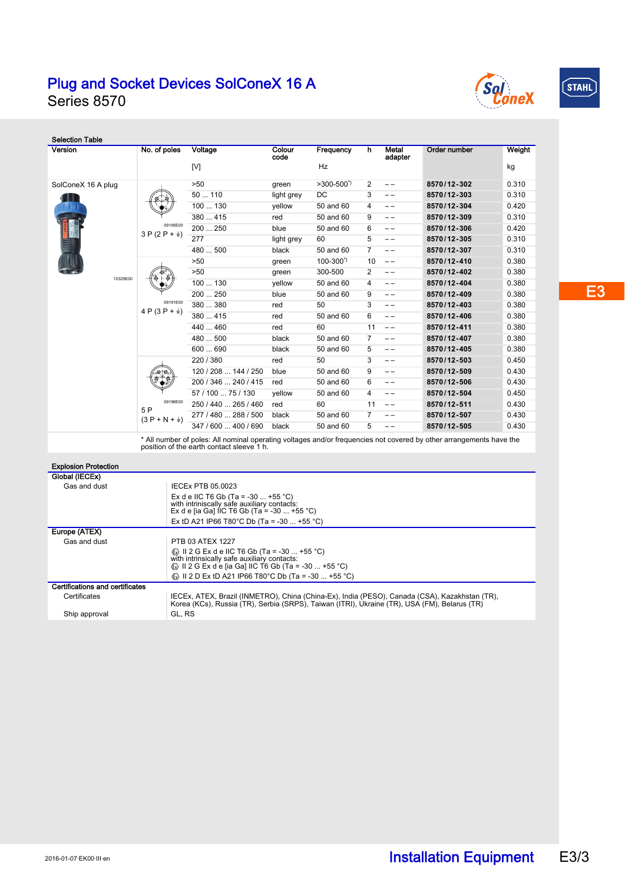# Plug and Socket Devices SolConeX 16 A

Series 8570

## Selection Table

| Version | No. of poles | Voltage [V] | Colour code | Frequency Hz | h | Metal adapter | Order number | Weight kg |
|---|---|---|---|---|---|---|---|---|
| SolConeX 16 A plug | 3 P (2 P + ⏚) | >50 | green | >300-500*) | 2 | – – | 8570/12-302 | 0.310 |
| | | 50 ... 110 | light grey | DC | 3 | – – | 8570/12-303 | 0.310 |
| | | 100 ... 130 | yellow | 50 and 60 | 4 | – – | 8570/12-304 | 0.420 |
| | | 380 ... 415 | red | 50 and 60 | 9 | – – | 8570/12-309 | 0.310 |
| | | 200 ... 250 | blue | 50 and 60 | 6 | – – | 8570/12-306 | 0.420 |
| | | 277 | light grey | 60 | 5 | – – | 8570/12-305 | 0.310 |
| | | 480 ... 500 | black | 50 and 60 | 7 | – – | 8570/12-307 | 0.310 |
| | 4 P (3 P + ⏚) | >50 | green | 100-300*) | 10 | – – | 8570/12-410 | 0.380 |
| | | >50 | green | 300-500 | 2 | – – | 8570/12-402 | 0.380 |
| | | 100 ... 130 | yellow | 50 and 60 | 4 | – – | 8570/12-404 | 0.380 |
| | | 200 ... 250 | blue | 50 and 60 | 9 | – – | 8570/12-409 | 0.380 |
| | | 380 ... 380 | red | 50 | 3 | – – | 8570/12-403 | 0.380 |
| | | 380 ... 415 | red | 50 and 60 | 6 | – – | 8570/12-406 | 0.380 |
| | | 440 ... 460 | red | 60 | 11 | – – | 8570/12-411 | 0.380 |
| | | 480 ... 500 | black | 50 and 60 | 7 | – – | 8570/12-407 | 0.380 |
| | | 600 ... 690 | black | 50 and 60 | 5 | – – | 8570/12-405 | 0.380 |
| | 5 P (3 P + N + ⏚) | 220 / 380 | red | 50 | 3 | – – | 8570/12-503 | 0.450 |
| | | 120 / 208 ... 144 / 250 | blue | 50 and 60 | 9 | – – | 8570/12-509 | 0.430 |
| | | 200 / 346 ... 240 / 415 | red | 50 and 60 | 6 | – – | 8570/12-506 | 0.430 |
| | | 57 / 100 ... 75 / 130 | yellow | 50 and 60 | 4 | – – | 8570/12-504 | 0.450 |
| | | 250 / 440 ... 265 / 460 | red | 60 | 11 | – – | 8570/12-511 | 0.430 |
| | | 277 / 480 ... 288 / 500 | black | 50 and 60 | 7 | – – | 8570/12-507 | 0.430 |
| | | 347 / 600 ... 400 / 690 | black | 50 and 60 | 5 | – – | 8570/12-505 | 0.430 |

* All number of poles: All nominal operating voltages and/or frequencies not covered by other arrangements have the position of the earth contact sleeve 1 h.

## Explosion Protection

**Global (IECEx)**

| | |
|---|---|
| Gas and dust | IECEx PTB 05.0023<br>Ex d e IIC T6 Gb (Ta = -30 ... +55 °C)<br>with intrinsically safe auxiliary contacts:<br>Ex d e [ia Ga] IIC T6 Gb (Ta = -30 ... +55 °C)<br>Ex tD A21 IP66 T80°C Db (Ta = -30 ... +55 °C) |

**Europe (ATEX)**

| | |
|---|---|
| Gas and dust | PTB 03 ATEX 1227<br>Ⓔx II 2 G Ex d e IIC T6 Gb (Ta = -30 ... +55 °C)<br>with intrinsically safe auxiliary contacts:<br>Ⓔx II 2 G Ex d e [ia Ga] IIC T6 Gb (Ta = -30 ... +55 °C)<br>Ⓔx II 2 D Ex tD A21 IP66 T80°C Db (Ta = -30 ... +55 °C) |

**Certifications and certificates**

| | |
|---|---|
| Certificates | IECEx, ATEX, Brazil (INMETRO), China (China-Ex), India (PESO), Canada (CSA), Kazakhstan (TR), Korea (KCs), Russia (TR), Serbia (SRPS), Taiwan (ITRI), Ukraine (TR), USA (FM), Belarus (TR) |
| Ship approval | GL, RS |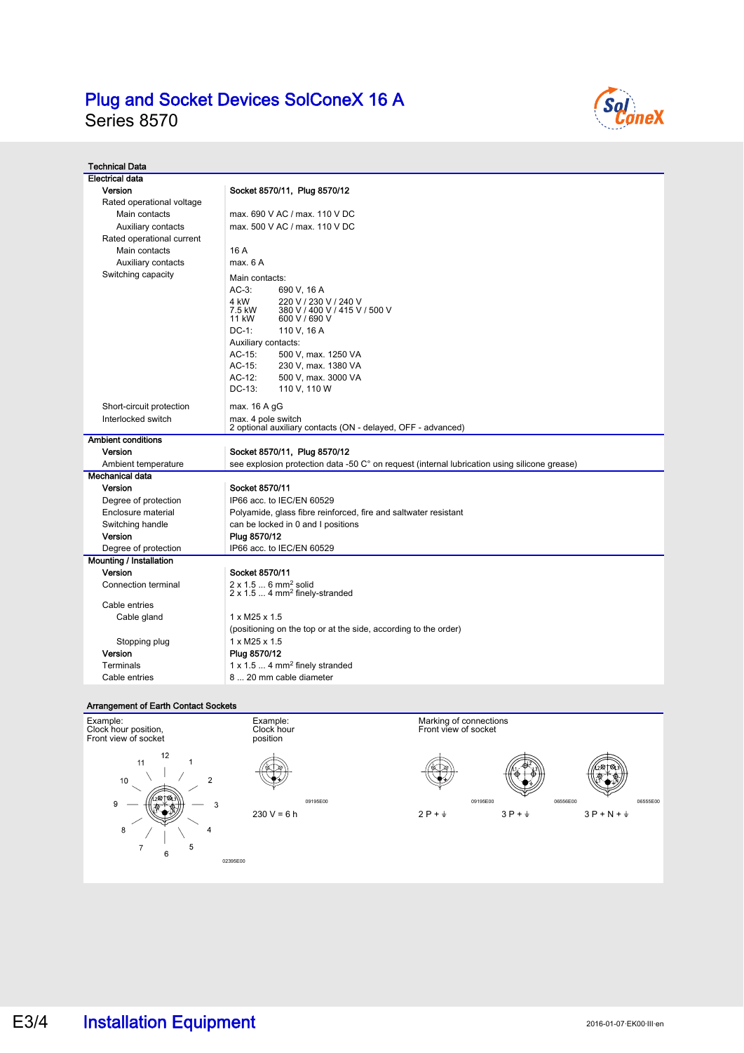# Plug and Socket Devices SolConeX 16 A

Series 8570

## Technical Data

| Electrical data | |
|---|---|
| **Version** | **Socket 8570/11, Plug 8570/12** |
| Rated operational voltage | |
| Main contacts | max. 690 V AC / max. 110 V DC |
| Auxiliary contacts | max. 500 V AC / max. 110 V DC |
| Rated operational current | |
| Main contacts | 16 A |
| Auxiliary contacts | max. 6 A |
| Switching capacity | Main contacts:<br>AC-3: 690 V, 16 A<br>4 kW 220 V / 230 V / 240 V<br>7.5 kW 380 V / 400 V / 415 V / 500 V<br>11 kW 600 V / 690 V<br>DC-1: 110 V, 16 A<br>Auxiliary contacts:<br>AC-15: 500 V, max. 1250 VA<br>AC-15: 230 V, max. 1380 VA<br>AC-12: 500 V, max. 3000 VA<br>DC-13: 110 V, 110 W |
| Short-circuit protection | max. 16 A gG |
| Interlocked switch | max. 4 pole switch<br>2 optional auxiliary contacts (ON - delayed, OFF - advanced) |
| **Ambient conditions** | |
| **Version** | **Socket 8570/11, Plug 8570/12** |
| Ambient temperature | see explosion protection data -50 C° on request (internal lubrication using silicone grease) |
| **Mechanical data** | |
| **Version** | **Socket 8570/11** |
| Degree of protection | IP66 acc. to IEC/EN 60529 |
| Enclosure material | Polyamide, glass fibre reinforced, fire and saltwater resistant |
| Switching handle | can be locked in 0 and I positions |
| **Version** | **Plug 8570/12** |
| Degree of protection | IP66 acc. to IEC/EN 60529 |
| **Mounting / Installation** | |
| **Version** | **Socket 8570/11** |
| Connection terminal | 2 x 1.5 ... 6 mm² solid<br>2 x 1.5 ... 4 mm² finely-stranded |
| Cable entries | |
| Cable gland | 1 x M25 x 1.5<br>(positioning on the top or at the side, according to the order) |
| Stopping plug | 1 x M25 x 1.5 |
| **Version** | **Plug 8570/12** |
| Terminals | 1 x 1.5 ... 4 mm² finely stranded |
| Cable entries | 8 ... 20 mm cable diameter |

## Arrangement of Earth Contact Sockets

Example:
Clock hour position,
Front view of socket

02395E00

Example:
Clock hour
position

09195E00

230 V = 6 h

Marking of connections
Front view of socket

09195E00 — 2 P + ⏚

06556E00 — 3 P + ⏚

06555E00 — 3 P + N + ⏚

Installation Equipment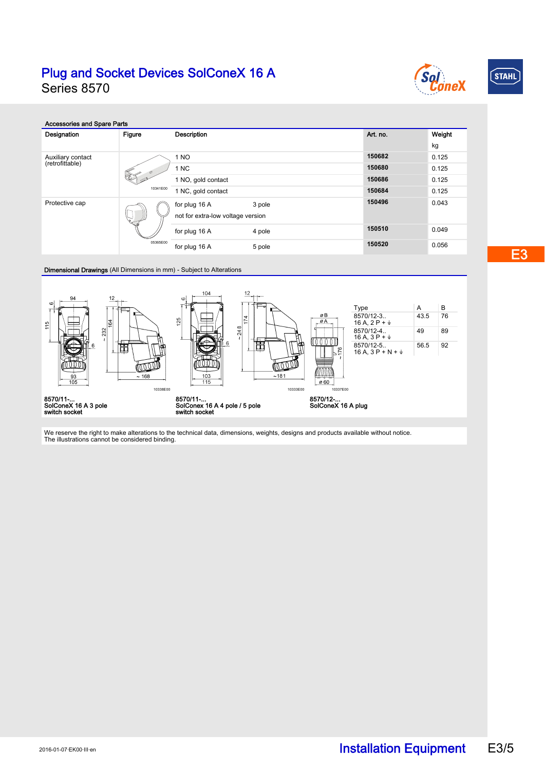# Plug and Socket Devices SolConeX 16 A

Series 8570

E3

## Accessories and Spare Parts

| Designation | Figure | Description | | Art. no. | Weight kg |
|---|---|---|---|---|---|
| Auxiliary contact (retrofittable) | 10341E00 | 1 NO | | 150682 | 0.125 |
| | | 1 NC | | 150680 | 0.125 |
| | | 1 NO, gold contact | | 150686 | 0.125 |
| | | 1 NC, gold contact | | 150684 | 0.125 |
| Protective cap | 05365E00 | for plug 16 A<br>not for extra-low voltage version | 3 pole | 150496 | 0.043 |
| | | for plug 16 A | 4 pole | 150510 | 0.049 |
| | | for plug 16 A | 5 pole | 150520 | 0.056 |

## Dimensional Drawings (All Dimensions in mm) - Subject to Alterations

94
6
115
12
232
164
6
93
105
~ 168
10338E00

**8570/11-...**
**SolConeX 16 A 3 pole switch socket**

104
6
125
12
248
174
6
103
115
~181
10333E00

**8570/11-...**
**SolConeX 16 A 4 pole / 5 pole switch socket**

ø B
ø A
~176
ø 60
10337E00

**8570/12-...**
**SolConeX 16 A plug**

| Type | A | B |
|---|---|---|
| 8570/12-3..<br>16 A, 2 P + ⏚ | 43.5 | 76 |
| 8570/12-4..<br>16 A, 3 P + ⏚ | 49 | 89 |
| 8570/12-5..<br>16 A, 3 P + N + ⏚ | 56.5 | 92 |

We reserve the right to make alterations to the technical data, dimensions, weights, designs and products available without notice. The illustrations cannot be considered binding.

2016-01-07·EK00·III·en

Installation Equipment